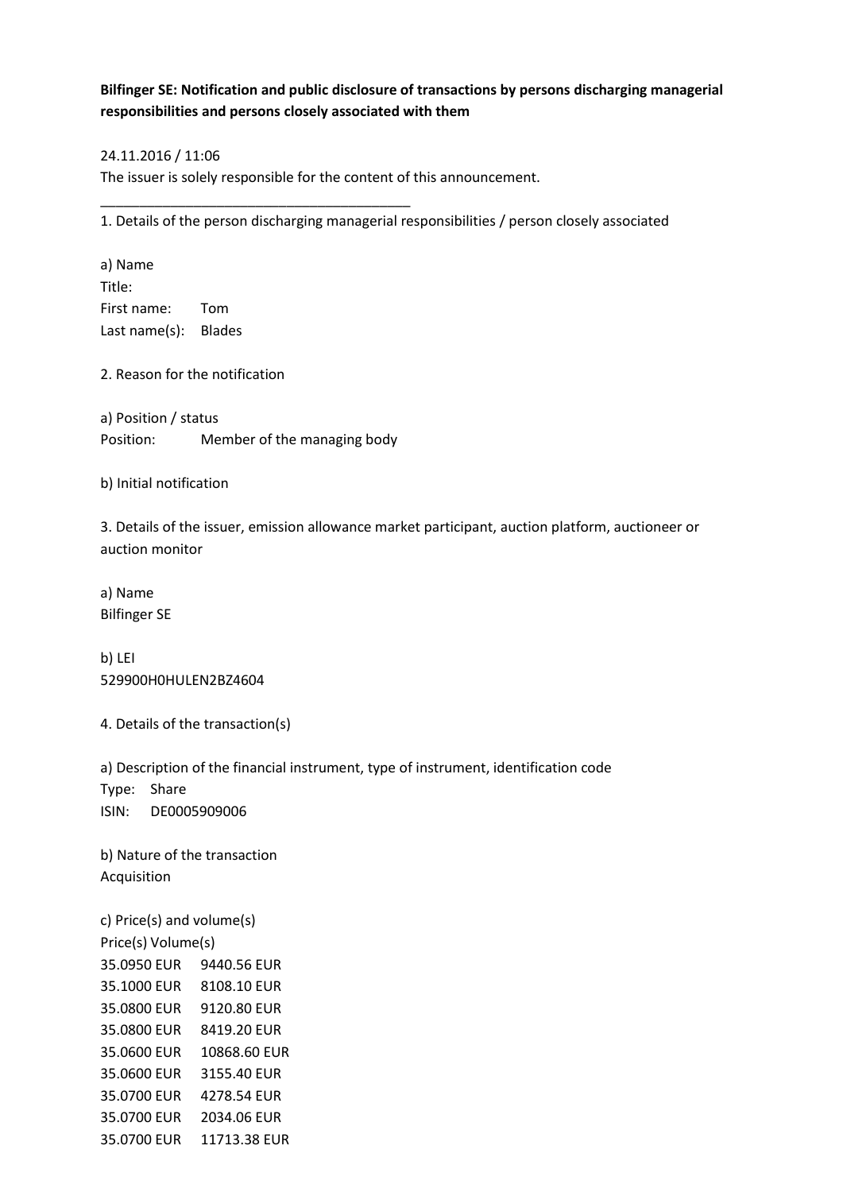**Bilfinger SE: Notification and public disclosure of transactions by persons discharging managerial responsibilities and persons closely associated with them**

24.11.2016 / 11:06
The issuer is solely responsible for the content of this announcement.

---

1. Details of the person discharging managerial responsibilities / person closely associated

a) Name
Title:
First name: Tom
Last name(s): Blades

2. Reason for the notification

a) Position / status
Position: Member of the managing body

b) Initial notification

3. Details of the issuer, emission allowance market participant, auction platform, auctioneer or auction monitor

a) Name
Bilfinger SE

b) LEI
529900H0HULEN2BZ4604

4. Details of the transaction(s)

a) Description of the financial instrument, type of instrument, identification code
Type: Share
ISIN: DE0005909006

b) Nature of the transaction
Acquisition

c) Price(s) and volume(s)

| Price(s) | Volume(s) |
|---|---|
| 35.0950 EUR | 9440.56 EUR |
| 35.1000 EUR | 8108.10 EUR |
| 35.0800 EUR | 9120.80 EUR |
| 35.0800 EUR | 8419.20 EUR |
| 35.0600 EUR | 10868.60 EUR |
| 35.0600 EUR | 3155.40 EUR |
| 35.0700 EUR | 4278.54 EUR |
| 35.0700 EUR | 2034.06 EUR |
| 35.0700 EUR | 11713.38 EUR |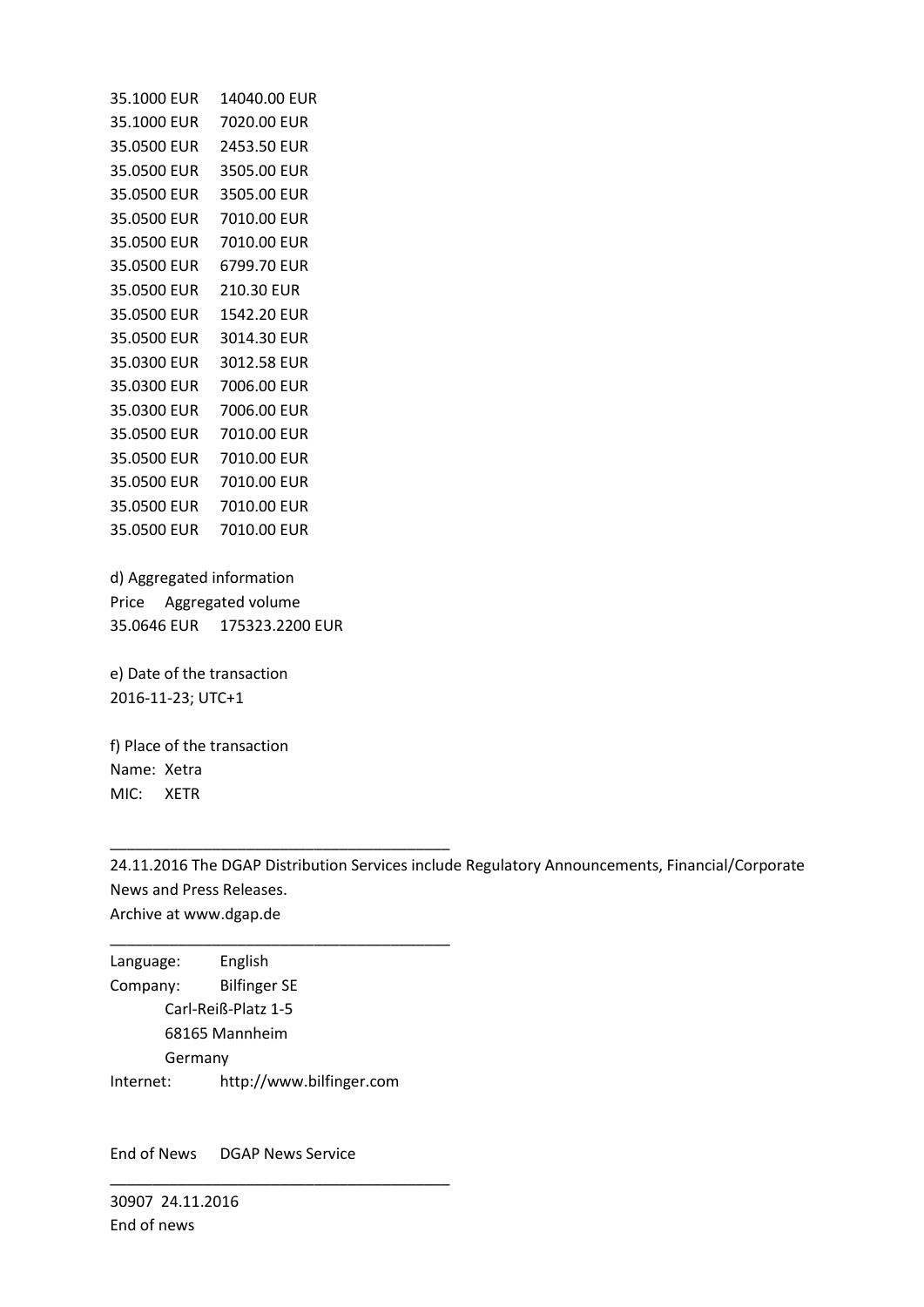| | |
|---|---|
| 35.1000 EUR | 14040.00 EUR |
| 35.1000 EUR | 7020.00 EUR |
| 35.0500 EUR | 2453.50 EUR |
| 35.0500 EUR | 3505.00 EUR |
| 35.0500 EUR | 3505.00 EUR |
| 35.0500 EUR | 7010.00 EUR |
| 35.0500 EUR | 7010.00 EUR |
| 35.0500 EUR | 6799.70 EUR |
| 35.0500 EUR | 210.30 EUR |
| 35.0500 EUR | 1542.20 EUR |
| 35.0500 EUR | 3014.30 EUR |
| 35.0300 EUR | 3012.58 EUR |
| 35.0300 EUR | 7006.00 EUR |
| 35.0300 EUR | 7006.00 EUR |
| 35.0500 EUR | 7010.00 EUR |
| 35.0500 EUR | 7010.00 EUR |
| 35.0500 EUR | 7010.00 EUR |
| 35.0500 EUR | 7010.00 EUR |
| 35.0500 EUR | 7010.00 EUR |

d) Aggregated information

| Price | Aggregated volume |
|---|---|
| 35.0646 EUR | 175323.2200 EUR |

e) Date of the transaction
2016-11-23; UTC+1

f) Place of the transaction
Name: Xetra
MIC: XETR

---

24.11.2016 The DGAP Distribution Services include Regulatory Announcements, Financial/Corporate News and Press Releases.
Archive at www.dgap.de

---

Language: English
Company: Bilfinger SE
Carl-Reiß-Platz 1-5
68165 Mannheim
Germany
Internet: http://www.bilfinger.com

End of News DGAP News Service

---

30907 24.11.2016
End of news